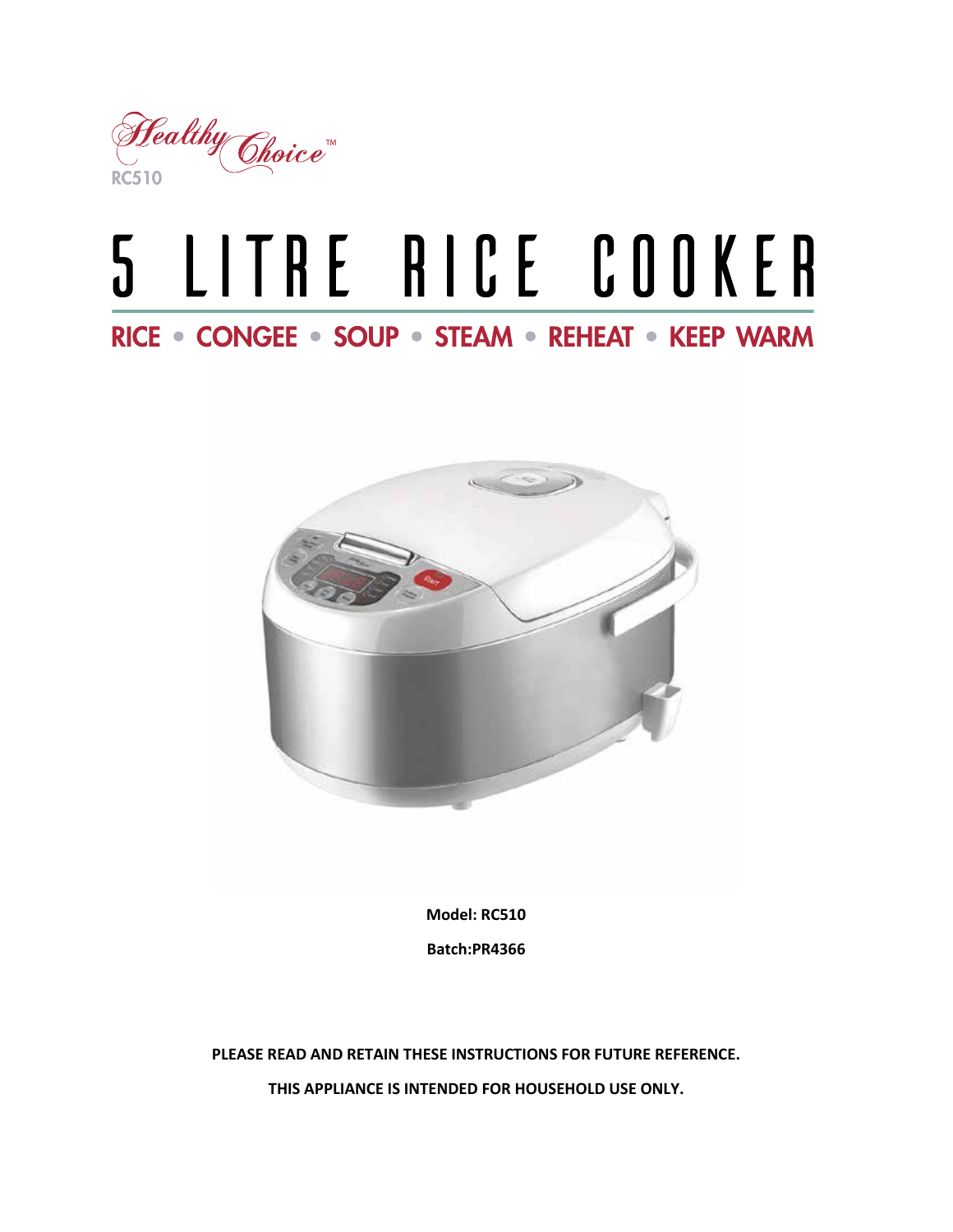Healthy Choice™

RC510

# 5 LITRE RICE COOKER

## RICE • CONGEE • SOUP • STEAM • REHEAT • KEEP WARM

**Model: RC510**

**Batch:PR4366**

**PLEASE READ AND RETAIN THESE INSTRUCTIONS FOR FUTURE REFERENCE.**

**THIS APPLIANCE IS INTENDED FOR HOUSEHOLD USE ONLY.**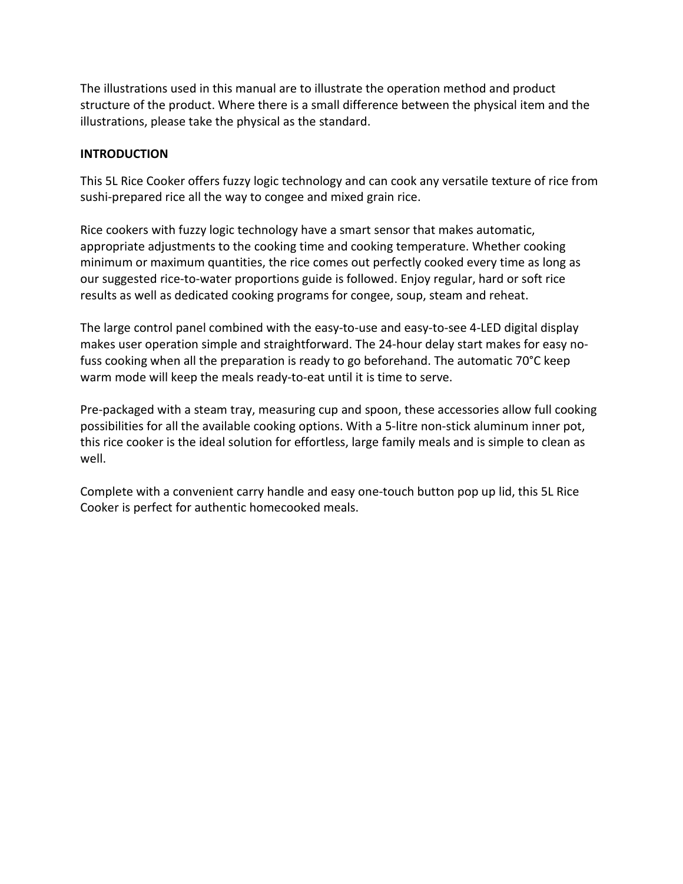The illustrations used in this manual are to illustrate the operation method and product structure of the product. Where there is a small difference between the physical item and the illustrations, please take the physical as the standard.

**INTRODUCTION**

This 5L Rice Cooker offers fuzzy logic technology and can cook any versatile texture of rice from sushi-prepared rice all the way to congee and mixed grain rice.

Rice cookers with fuzzy logic technology have a smart sensor that makes automatic, appropriate adjustments to the cooking time and cooking temperature. Whether cooking minimum or maximum quantities, the rice comes out perfectly cooked every time as long as our suggested rice-to-water proportions guide is followed. Enjoy regular, hard or soft rice results as well as dedicated cooking programs for congee, soup, steam and reheat.

The large control panel combined with the easy-to-use and easy-to-see 4-LED digital display makes user operation simple and straightforward. The 24-hour delay start makes for easy no-fuss cooking when all the preparation is ready to go beforehand. The automatic 70°C keep warm mode will keep the meals ready-to-eat until it is time to serve.

Pre-packaged with a steam tray, measuring cup and spoon, these accessories allow full cooking possibilities for all the available cooking options. With a 5-litre non-stick aluminum inner pot, this rice cooker is the ideal solution for effortless, large family meals and is simple to clean as well.

Complete with a convenient carry handle and easy one-touch button pop up lid, this 5L Rice Cooker is perfect for authentic homecooked meals.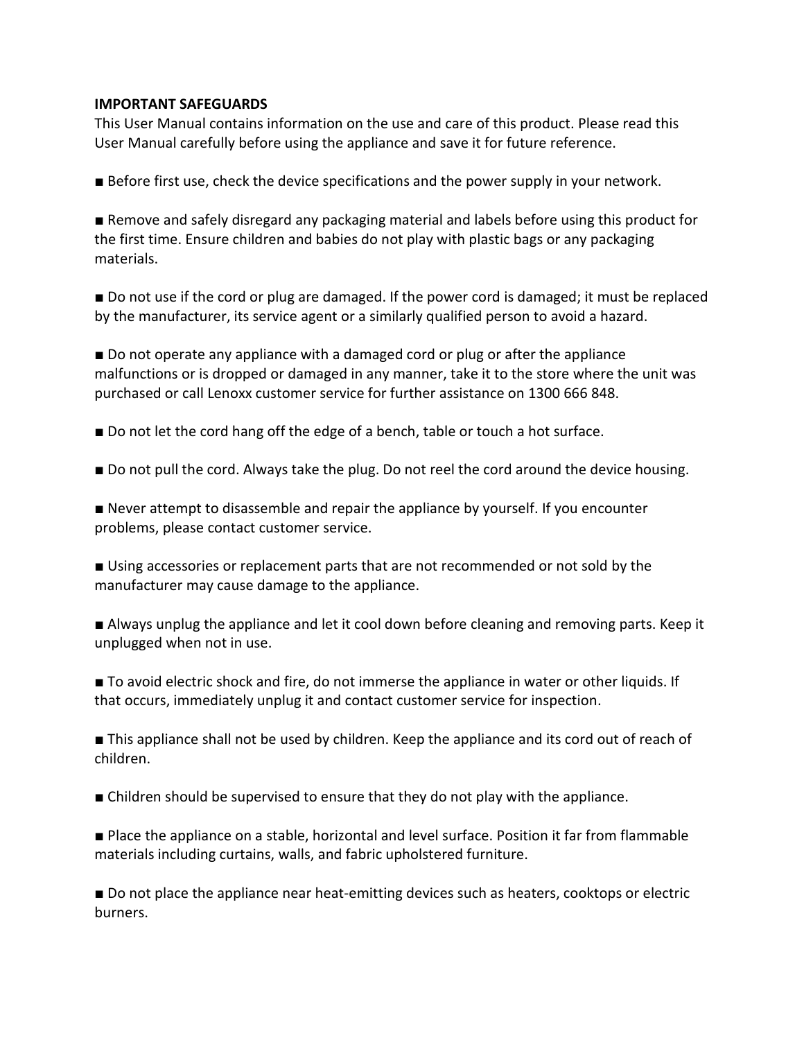**IMPORTANT SAFEGUARDS**

This User Manual contains information on the use and care of this product. Please read this User Manual carefully before using the appliance and save it for future reference.

■ Before first use, check the device specifications and the power supply in your network.

■ Remove and safely disregard any packaging material and labels before using this product for the first time. Ensure children and babies do not play with plastic bags or any packaging materials.

■ Do not use if the cord or plug are damaged. If the power cord is damaged; it must be replaced by the manufacturer, its service agent or a similarly qualified person to avoid a hazard.

■ Do not operate any appliance with a damaged cord or plug or after the appliance malfunctions or is dropped or damaged in any manner, take it to the store where the unit was purchased or call Lenoxx customer service for further assistance on 1300 666 848.

■ Do not let the cord hang off the edge of a bench, table or touch a hot surface.

■ Do not pull the cord. Always take the plug. Do not reel the cord around the device housing.

■ Never attempt to disassemble and repair the appliance by yourself. If you encounter problems, please contact customer service.

■ Using accessories or replacement parts that are not recommended or not sold by the manufacturer may cause damage to the appliance.

■ Always unplug the appliance and let it cool down before cleaning and removing parts. Keep it unplugged when not in use.

■ To avoid electric shock and fire, do not immerse the appliance in water or other liquids. If that occurs, immediately unplug it and contact customer service for inspection.

■ This appliance shall not be used by children. Keep the appliance and its cord out of reach of children.

■ Children should be supervised to ensure that they do not play with the appliance.

■ Place the appliance on a stable, horizontal and level surface. Position it far from flammable materials including curtains, walls, and fabric upholstered furniture.

■ Do not place the appliance near heat-emitting devices such as heaters, cooktops or electric burners.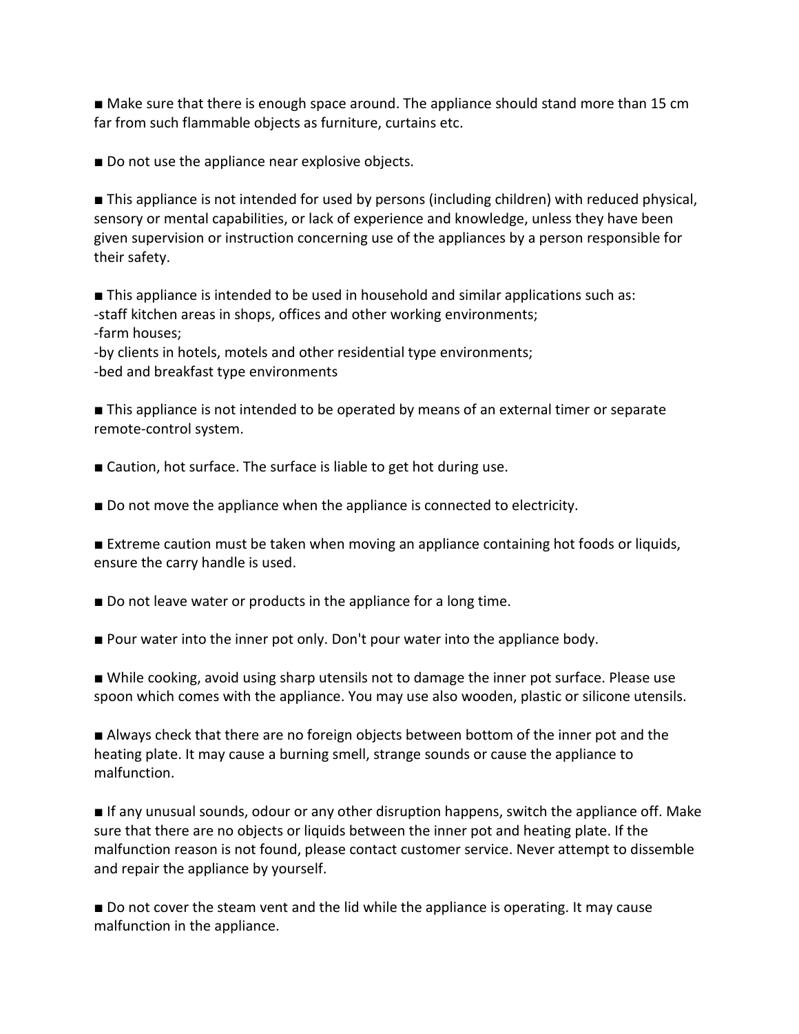■ Make sure that there is enough space around. The appliance should stand more than 15 cm far from such flammable objects as furniture, curtains etc.

■ Do not use the appliance near explosive objects.

■ This appliance is not intended for used by persons (including children) with reduced physical, sensory or mental capabilities, or lack of experience and knowledge, unless they have been given supervision or instruction concerning use of the appliances by a person responsible for their safety.

■ This appliance is intended to be used in household and similar applications such as:
-staff kitchen areas in shops, offices and other working environments;
-farm houses;
-by clients in hotels, motels and other residential type environments;
-bed and breakfast type environments

■ This appliance is not intended to be operated by means of an external timer or separate remote-control system.

■ Caution, hot surface. The surface is liable to get hot during use.

■ Do not move the appliance when the appliance is connected to electricity.

■ Extreme caution must be taken when moving an appliance containing hot foods or liquids, ensure the carry handle is used.

■ Do not leave water or products in the appliance for a long time.

■ Pour water into the inner pot only. Don't pour water into the appliance body.

■ While cooking, avoid using sharp utensils not to damage the inner pot surface. Please use spoon which comes with the appliance. You may use also wooden, plastic or silicone utensils.

■ Always check that there are no foreign objects between bottom of the inner pot and the heating plate. It may cause a burning smell, strange sounds or cause the appliance to malfunction.

■ If any unusual sounds, odour or any other disruption happens, switch the appliance off. Make sure that there are no objects or liquids between the inner pot and heating plate. If the malfunction reason is not found, please contact customer service. Never attempt to dissemble and repair the appliance by yourself.

■ Do not cover the steam vent and the lid while the appliance is operating. It may cause malfunction in the appliance.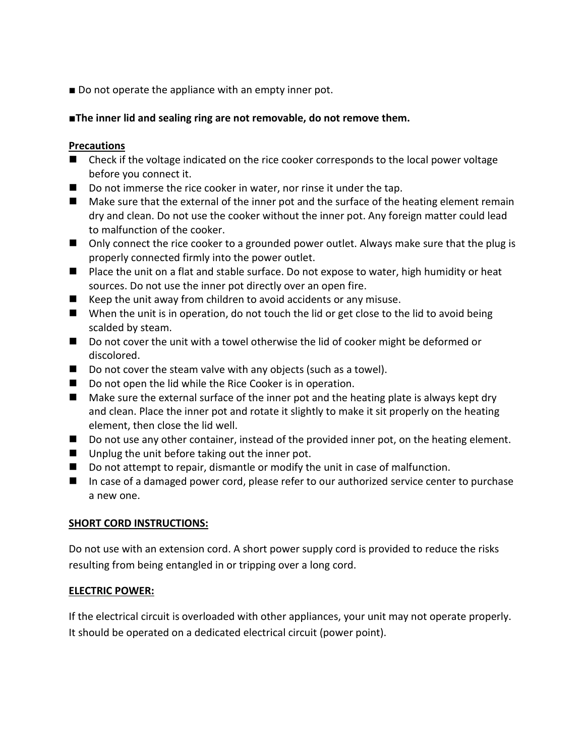■ Do not operate the appliance with an empty inner pot.

**■The inner lid and sealing ring are not removable, do not remove them.**

**Precautions**

- Check if the voltage indicated on the rice cooker corresponds to the local power voltage before you connect it.
- Do not immerse the rice cooker in water, nor rinse it under the tap.
- Make sure that the external of the inner pot and the surface of the heating element remain dry and clean. Do not use the cooker without the inner pot. Any foreign matter could lead to malfunction of the cooker.
- Only connect the rice cooker to a grounded power outlet. Always make sure that the plug is properly connected firmly into the power outlet.
- Place the unit on a flat and stable surface. Do not expose to water, high humidity or heat sources. Do not use the inner pot directly over an open fire.
- Keep the unit away from children to avoid accidents or any misuse.
- When the unit is in operation, do not touch the lid or get close to the lid to avoid being scalded by steam.
- Do not cover the unit with a towel otherwise the lid of cooker might be deformed or discolored.
- Do not cover the steam valve with any objects (such as a towel).
- Do not open the lid while the Rice Cooker is in operation.
- Make sure the external surface of the inner pot and the heating plate is always kept dry and clean. Place the inner pot and rotate it slightly to make it sit properly on the heating element, then close the lid well.
- Do not use any other container, instead of the provided inner pot, on the heating element.
- Unplug the unit before taking out the inner pot.
- Do not attempt to repair, dismantle or modify the unit in case of malfunction.
- In case of a damaged power cord, please refer to our authorized service center to purchase a new one.

**SHORT CORD INSTRUCTIONS:**

Do not use with an extension cord. A short power supply cord is provided to reduce the risks resulting from being entangled in or tripping over a long cord.

**ELECTRIC POWER:**

If the electrical circuit is overloaded with other appliances, your unit may not operate properly. It should be operated on a dedicated electrical circuit (power point).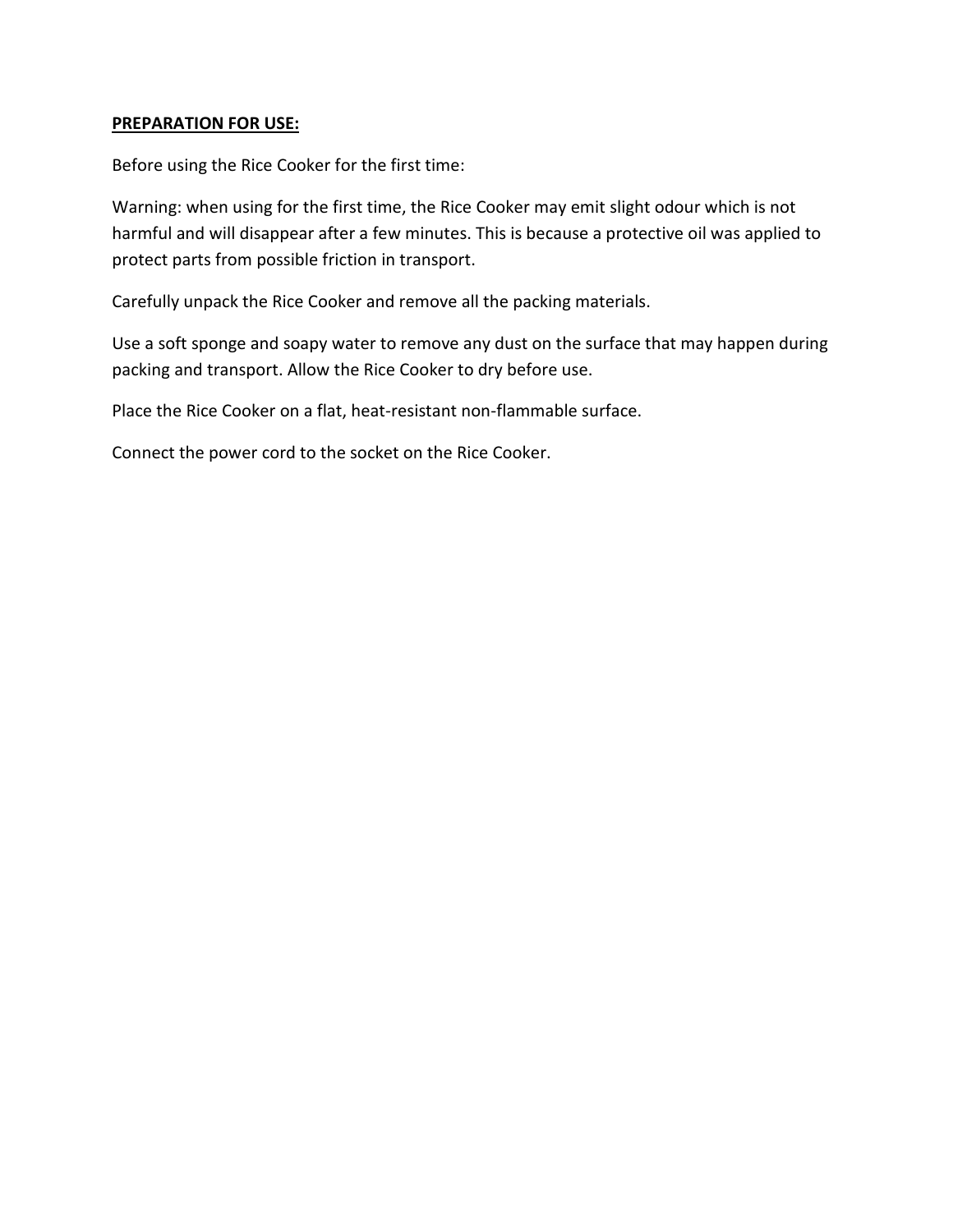**PREPARATION FOR USE:**

Before using the Rice Cooker for the first time:

Warning: when using for the first time, the Rice Cooker may emit slight odour which is not harmful and will disappear after a few minutes. This is because a protective oil was applied to protect parts from possible friction in transport.

Carefully unpack the Rice Cooker and remove all the packing materials.

Use a soft sponge and soapy water to remove any dust on the surface that may happen during packing and transport. Allow the Rice Cooker to dry before use.

Place the Rice Cooker on a flat, heat-resistant non-flammable surface.

Connect the power cord to the socket on the Rice Cooker.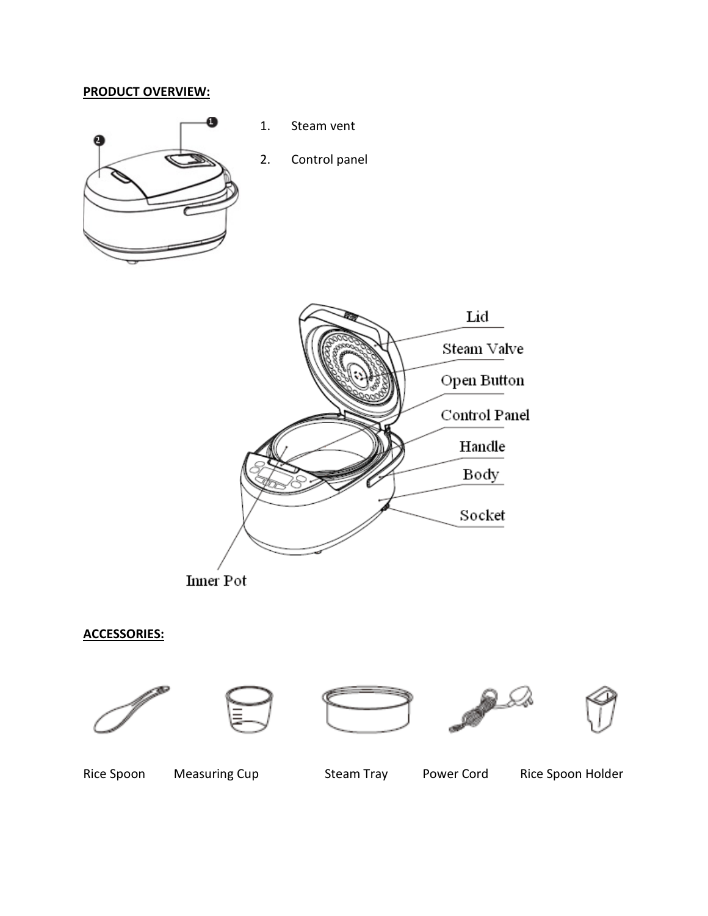**PRODUCT OVERVIEW:**

1. Steam vent
2. Control panel

Lid

Steam Valve

Open Button

Control Panel

Handle

Body

Socket

Inner Pot

**ACCESSORIES:**

Rice Spoon Measuring Cup Steam Tray Power Cord Rice Spoon Holder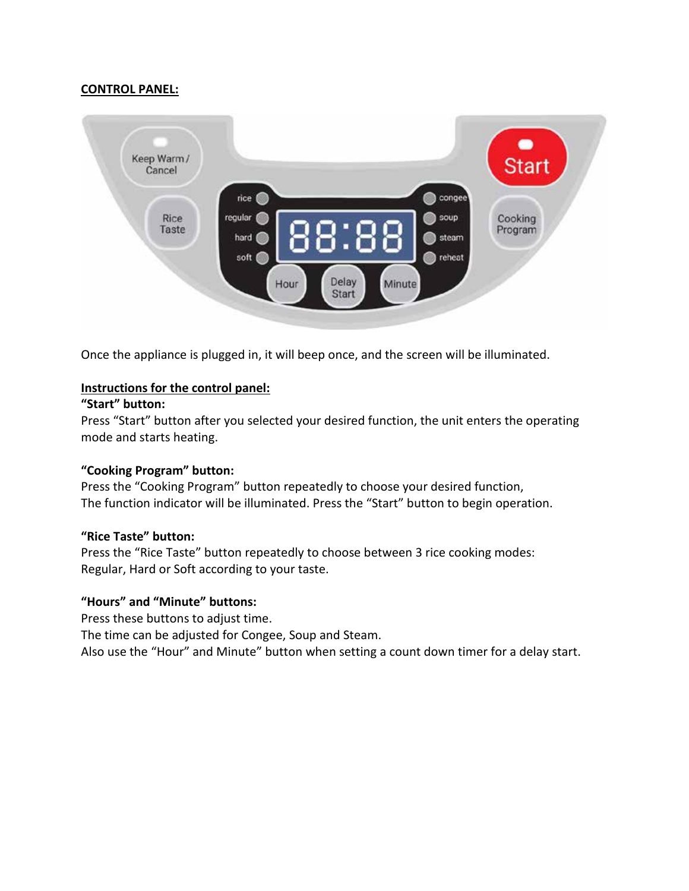**CONTROL PANEL:**

Once the appliance is plugged in, it will beep once, and the screen will be illuminated.

**Instructions for the control panel:**

**“Start” button:**
Press “Start” button after you selected your desired function, the unit enters the operating mode and starts heating.

**“Cooking Program” button:**
Press the “Cooking Program” button repeatedly to choose your desired function,
The function indicator will be illuminated. Press the “Start” button to begin operation.

**“Rice Taste” button:**
Press the “Rice Taste” button repeatedly to choose between 3 rice cooking modes:
Regular, Hard or Soft according to your taste.

**“Hours” and “Minute” buttons:**
Press these buttons to adjust time.
The time can be adjusted for Congee, Soup and Steam.
Also use the “Hour” and Minute” button when setting a count down timer for a delay start.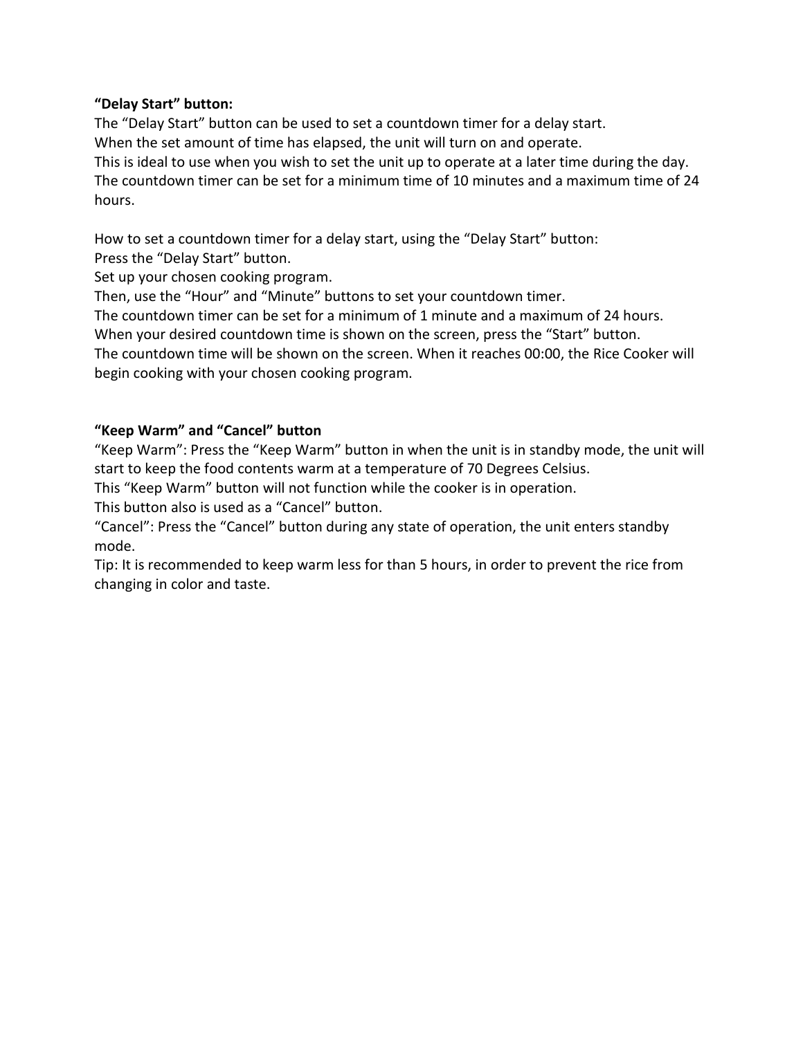**“Delay Start” button:**

The “Delay Start” button can be used to set a countdown timer for a delay start.
When the set amount of time has elapsed, the unit will turn on and operate.
This is ideal to use when you wish to set the unit up to operate at a later time during the day.
The countdown timer can be set for a minimum time of 10 minutes and a maximum time of 24 hours.

How to set a countdown timer for a delay start, using the “Delay Start” button:
Press the “Delay Start” button.
Set up your chosen cooking program.
Then, use the “Hour” and “Minute” buttons to set your countdown timer.
The countdown timer can be set for a minimum of 1 minute and a maximum of 24 hours.
When your desired countdown time is shown on the screen, press the “Start” button.
The countdown time will be shown on the screen. When it reaches 00:00, the Rice Cooker will begin cooking with your chosen cooking program.

**“Keep Warm” and “Cancel” button**

“Keep Warm”: Press the “Keep Warm” button in when the unit is in standby mode, the unit will start to keep the food contents warm at a temperature of 70 Degrees Celsius.
This “Keep Warm” button will not function while the cooker is in operation.
This button also is used as a “Cancel” button.
“Cancel”: Press the “Cancel” button during any state of operation, the unit enters standby mode.
Tip: It is recommended to keep warm less for than 5 hours, in order to prevent the rice from changing in color and taste.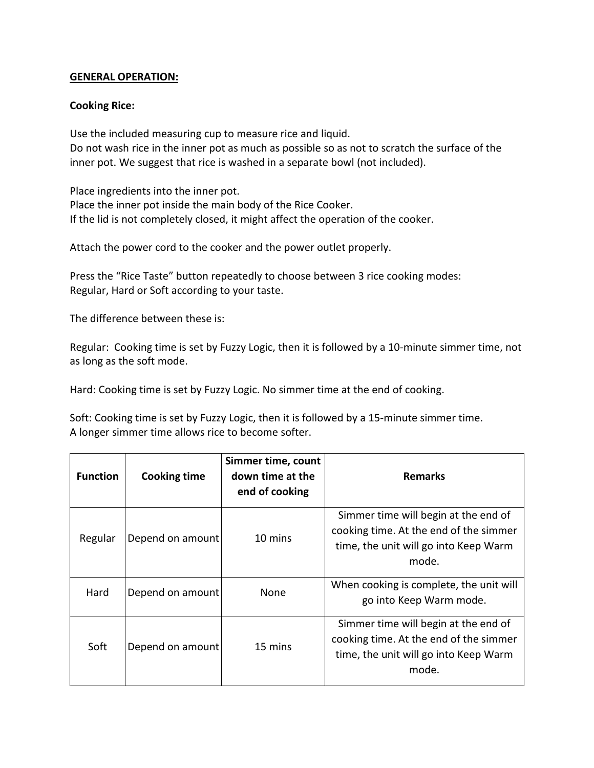## GENERAL OPERATION:

**Cooking Rice:**

Use the included measuring cup to measure rice and liquid.
Do not wash rice in the inner pot as much as possible so as not to scratch the surface of the inner pot. We suggest that rice is washed in a separate bowl (not included).

Place ingredients into the inner pot.
Place the inner pot inside the main body of the Rice Cooker.
If the lid is not completely closed, it might affect the operation of the cooker.

Attach the power cord to the cooker and the power outlet properly.

Press the "Rice Taste" button repeatedly to choose between 3 rice cooking modes: Regular, Hard or Soft according to your taste.

The difference between these is:

Regular: Cooking time is set by Fuzzy Logic, then it is followed by a 10-minute simmer time, not as long as the soft mode.

Hard: Cooking time is set by Fuzzy Logic. No simmer time at the end of cooking.

Soft: Cooking time is set by Fuzzy Logic, then it is followed by a 15-minute simmer time.
A longer simmer time allows rice to become softer.

| Function | Cooking time | Simmer time, count down time at the end of cooking | Remarks |
|---|---|---|---|
| Regular | Depend on amount | 10 mins | Simmer time will begin at the end of cooking time. At the end of the simmer time, the unit will go into Keep Warm mode. |
| Hard | Depend on amount | None | When cooking is complete, the unit will go into Keep Warm mode. |
| Soft | Depend on amount | 15 mins | Simmer time will begin at the end of cooking time. At the end of the simmer time, the unit will go into Keep Warm mode. |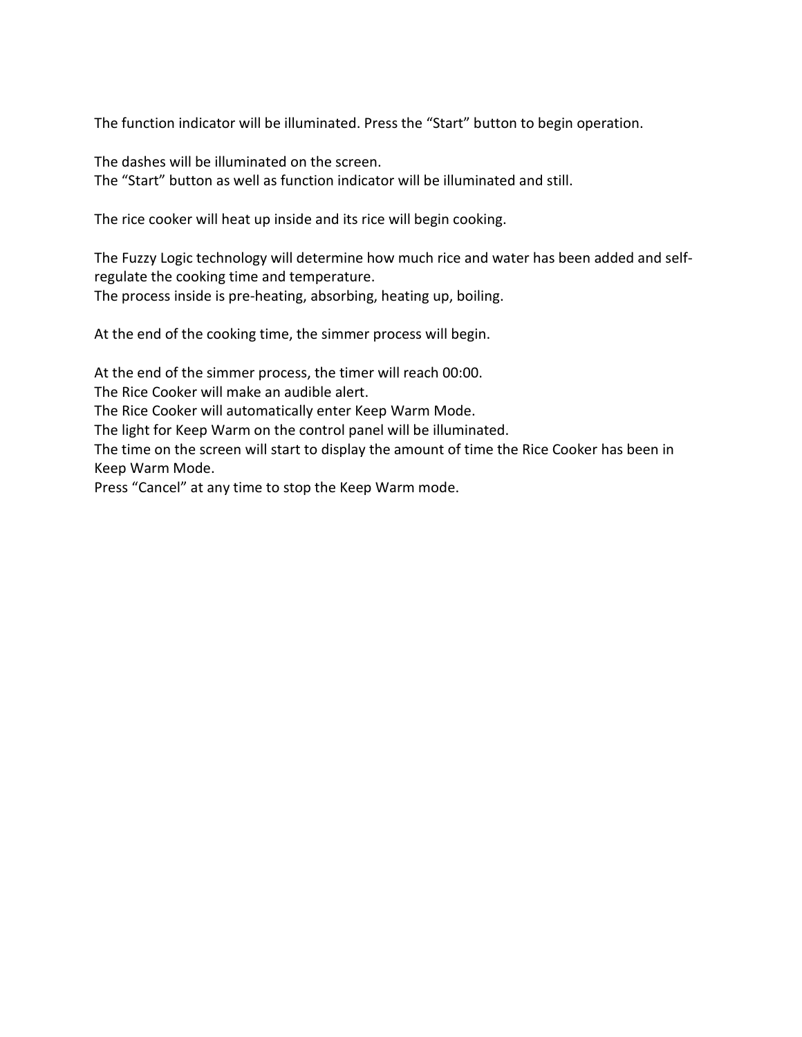The function indicator will be illuminated. Press the “Start” button to begin operation.

The dashes will be illuminated on the screen.
The “Start” button as well as function indicator will be illuminated and still.

The rice cooker will heat up inside and its rice will begin cooking.

The Fuzzy Logic technology will determine how much rice and water has been added and self-regulate the cooking time and temperature.
The process inside is pre-heating, absorbing, heating up, boiling.

At the end of the cooking time, the simmer process will begin.

At the end of the simmer process, the timer will reach 00:00.
The Rice Cooker will make an audible alert.
The Rice Cooker will automatically enter Keep Warm Mode.
The light for Keep Warm on the control panel will be illuminated.
The time on the screen will start to display the amount of time the Rice Cooker has been in Keep Warm Mode.
Press “Cancel” at any time to stop the Keep Warm mode.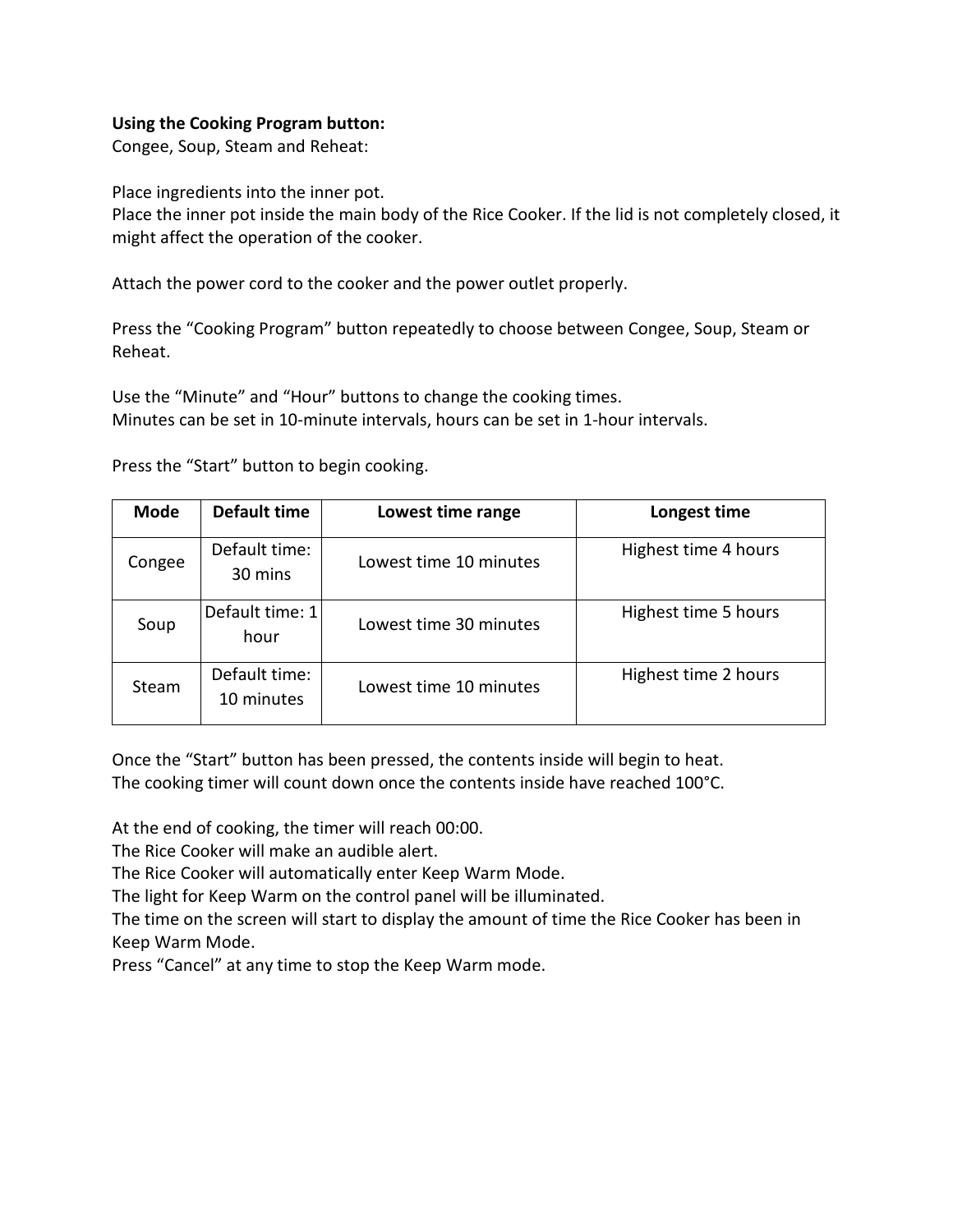**Using the Cooking Program button:**
Congee, Soup, Steam and Reheat:

Place ingredients into the inner pot.
Place the inner pot inside the main body of the Rice Cooker. If the lid is not completely closed, it might affect the operation of the cooker.

Attach the power cord to the cooker and the power outlet properly.

Press the “Cooking Program” button repeatedly to choose between Congee, Soup, Steam or Reheat.

Use the “Minute” and “Hour” buttons to change the cooking times.
Minutes can be set in 10-minute intervals, hours can be set in 1-hour intervals.

Press the “Start” button to begin cooking.

| Mode | Default time | Lowest time range | Longest time |
|---|---|---|---|
| Congee | Default time: 30 mins | Lowest time 10 minutes | Highest time 4 hours |
| Soup | Default time: 1 hour | Lowest time 30 minutes | Highest time 5 hours |
| Steam | Default time: 10 minutes | Lowest time 10 minutes | Highest time 2 hours |

Once the “Start” button has been pressed, the contents inside will begin to heat.
The cooking timer will count down once the contents inside have reached 100°C.

At the end of cooking, the timer will reach 00:00.
The Rice Cooker will make an audible alert.
The Rice Cooker will automatically enter Keep Warm Mode.
The light for Keep Warm on the control panel will be illuminated.
The time on the screen will start to display the amount of time the Rice Cooker has been in Keep Warm Mode.
Press “Cancel” at any time to stop the Keep Warm mode.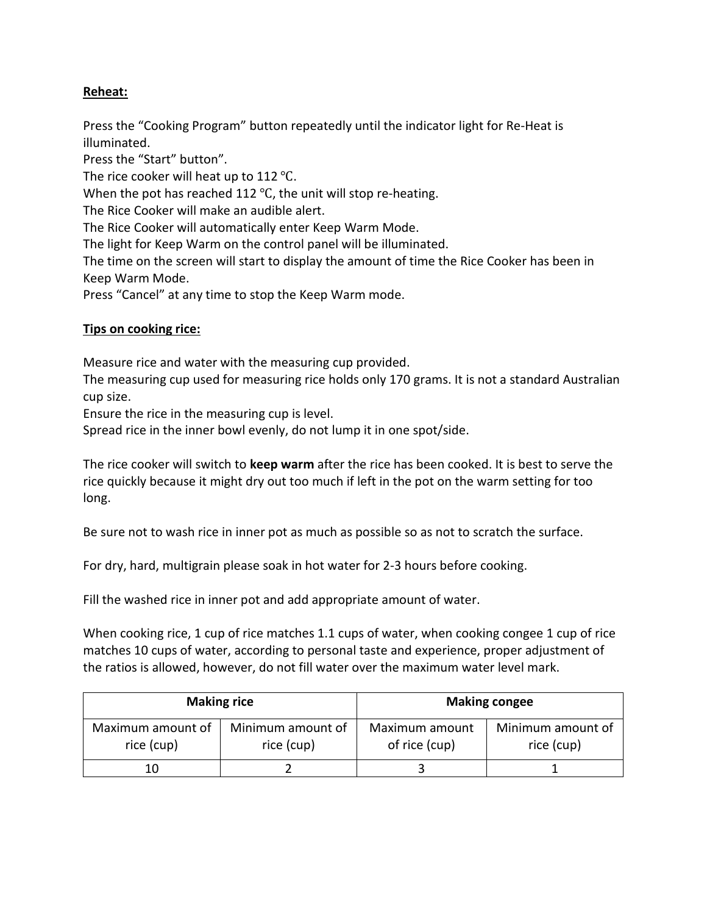**Reheat:**

Press the "Cooking Program" button repeatedly until the indicator light for Re-Heat is illuminated.
Press the "Start" button".
The rice cooker will heat up to 112 ℃.
When the pot has reached 112 ℃, the unit will stop re-heating.
The Rice Cooker will make an audible alert.
The Rice Cooker will automatically enter Keep Warm Mode.
The light for Keep Warm on the control panel will be illuminated.
The time on the screen will start to display the amount of time the Rice Cooker has been in Keep Warm Mode.
Press "Cancel" at any time to stop the Keep Warm mode.

**Tips on cooking rice:**

Measure rice and water with the measuring cup provided.
The measuring cup used for measuring rice holds only 170 grams. It is not a standard Australian cup size.
Ensure the rice in the measuring cup is level.
Spread rice in the inner bowl evenly, do not lump it in one spot/side.

The rice cooker will switch to **keep warm** after the rice has been cooked. It is best to serve the rice quickly because it might dry out too much if left in the pot on the warm setting for too long.

Be sure not to wash rice in inner pot as much as possible so as not to scratch the surface.

For dry, hard, multigrain please soak in hot water for 2-3 hours before cooking.

Fill the washed rice in inner pot and add appropriate amount of water.

When cooking rice, 1 cup of rice matches 1.1 cups of water, when cooking congee 1 cup of rice matches 10 cups of water, according to personal taste and experience, proper adjustment of the ratios is allowed, however, do not fill water over the maximum water level mark.

| Making rice | | Making congee | |
|---|---|---|---|
| Maximum amount of rice (cup) | Minimum amount of rice (cup) | Maximum amount of rice (cup) | Minimum amount of rice (cup) |
| 10 | 2 | 3 | 1 |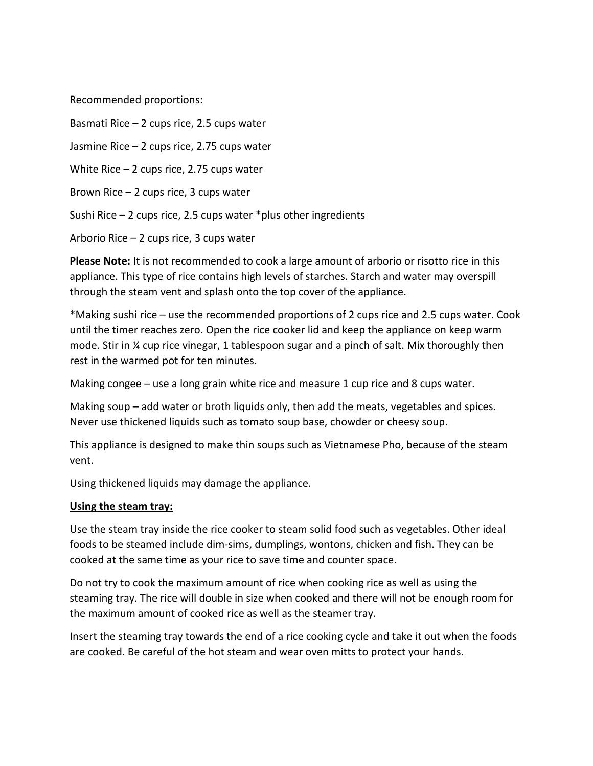Recommended proportions:

Basmati Rice – 2 cups rice, 2.5 cups water

Jasmine Rice – 2 cups rice, 2.75 cups water

White Rice – 2 cups rice, 2.75 cups water

Brown Rice – 2 cups rice, 3 cups water

Sushi Rice – 2 cups rice, 2.5 cups water *plus other ingredients

Arborio Rice – 2 cups rice, 3 cups water

**Please Note:** It is not recommended to cook a large amount of arborio or risotto rice in this appliance. This type of rice contains high levels of starches. Starch and water may overspill through the steam vent and splash onto the top cover of the appliance.

*Making sushi rice – use the recommended proportions of 2 cups rice and 2.5 cups water. Cook until the timer reaches zero. Open the rice cooker lid and keep the appliance on keep warm mode. Stir in ¼ cup rice vinegar, 1 tablespoon sugar and a pinch of salt. Mix thoroughly then rest in the warmed pot for ten minutes.

Making congee – use a long grain white rice and measure 1 cup rice and 8 cups water.

Making soup – add water or broth liquids only, then add the meats, vegetables and spices. Never use thickened liquids such as tomato soup base, chowder or cheesy soup.

This appliance is designed to make thin soups such as Vietnamese Pho, because of the steam vent.

Using thickened liquids may damage the appliance.

**<u>Using the steam tray:</u>**

Use the steam tray inside the rice cooker to steam solid food such as vegetables. Other ideal foods to be steamed include dim-sims, dumplings, wontons, chicken and fish. They can be cooked at the same time as your rice to save time and counter space.

Do not try to cook the maximum amount of rice when cooking rice as well as using the steaming tray. The rice will double in size when cooked and there will not be enough room for the maximum amount of cooked rice as well as the steamer tray.

Insert the steaming tray towards the end of a rice cooking cycle and take it out when the foods are cooked. Be careful of the hot steam and wear oven mitts to protect your hands.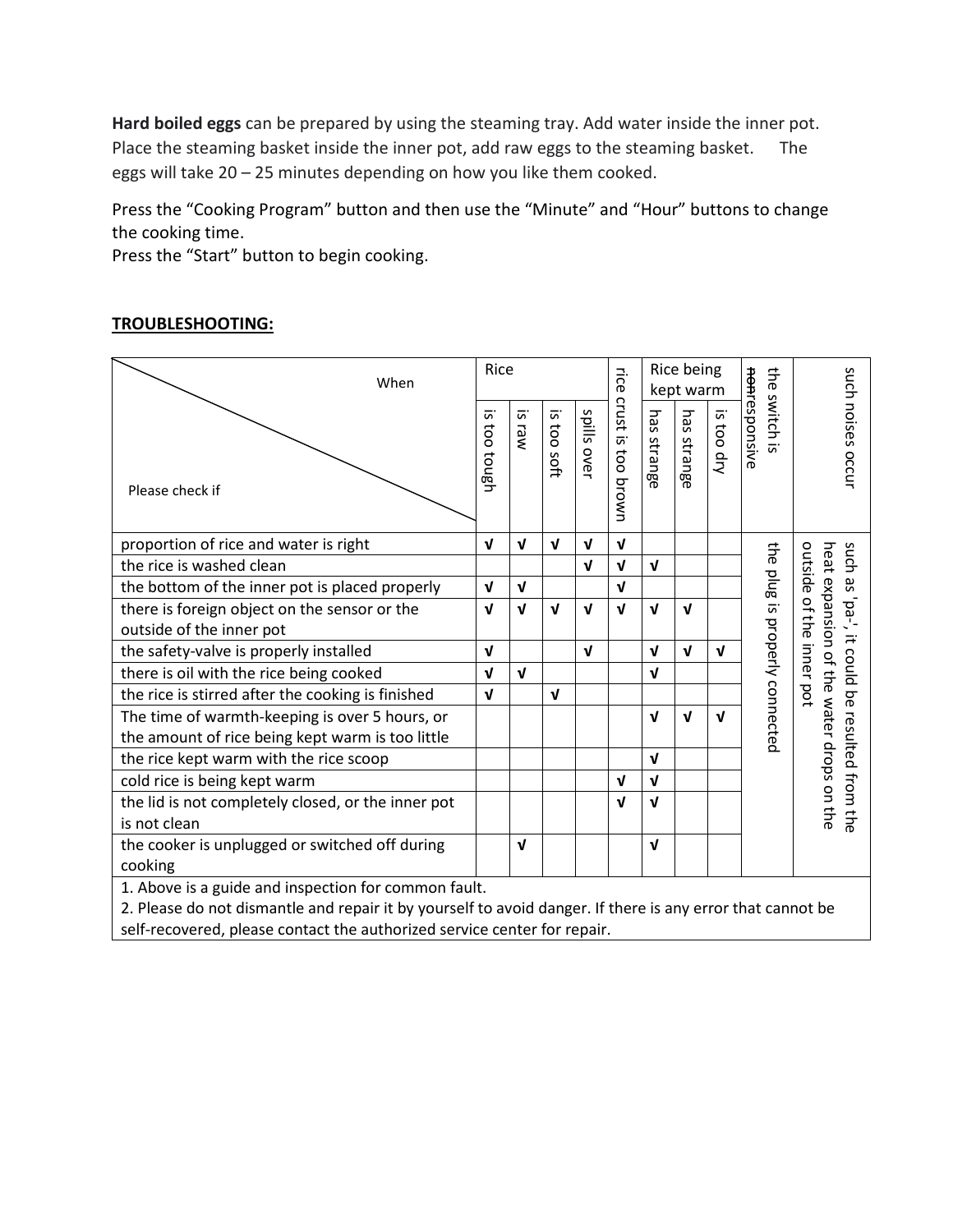**Hard boiled eggs** can be prepared by using the steaming tray. Add water inside the inner pot. Place the steaming basket inside the inner pot, add raw eggs to the steaming basket. The eggs will take 20 – 25 minutes depending on how you like them cooked.

Press the "Cooking Program" button and then use the "Minute" and "Hour" buttons to change the cooking time.
Press the "Start" button to begin cooking.

## TROUBLESHOOTING:

| When / Please check if | Rice | | | | rice crust is too brown | Rice being kept warm | | | the switch is ~~non~~responsive | such noises occur |
|---|---|---|---|---|---|---|---|---|---|---|
| | is too tough | is raw | is too soft | spills over | | has strange | has strange | is too dry | | |
| proportion of rice and water is right | √ | √ | √ | √ | √ | | | | the plug is properly connected | such as 'pa-', it could be resulted from the heat expansion of the water drops on the outside of the inner pot |
| the rice is washed clean | | | | √ | √ | √ | | | | |
| the bottom of the inner pot is placed properly | √ | √ | | | √ | | | | | |
| there is foreign object on the sensor or the outside of the inner pot | √ | √ | √ | √ | √ | √ | √ | | | |
| the safety-valve is properly installed | √ | | | √ | | √ | √ | √ | | |
| there is oil with the rice being cooked | √ | √ | | | | √ | | | | |
| the rice is stirred after the cooking is finished | √ | | √ | | | | | | | |
| The time of warmth-keeping is over 5 hours, or the amount of rice being kept warm is too little | | | | | | √ | √ | √ | | |
| the rice kept warm with the rice scoop | | | | | | √ | | | | |
| cold rice is being kept warm | | | | | √ | √ | | | | |
| the lid is not completely closed, or the inner pot is not clean | | | | | √ | √ | | | | |
| the cooker is unplugged or switched off during cooking | | √ | | | | √ | | | | |

1. Above is a guide and inspection for common fault.
2. Please do not dismantle and repair it by yourself to avoid danger. If there is any error that cannot be self-recovered, please contact the authorized service center for repair.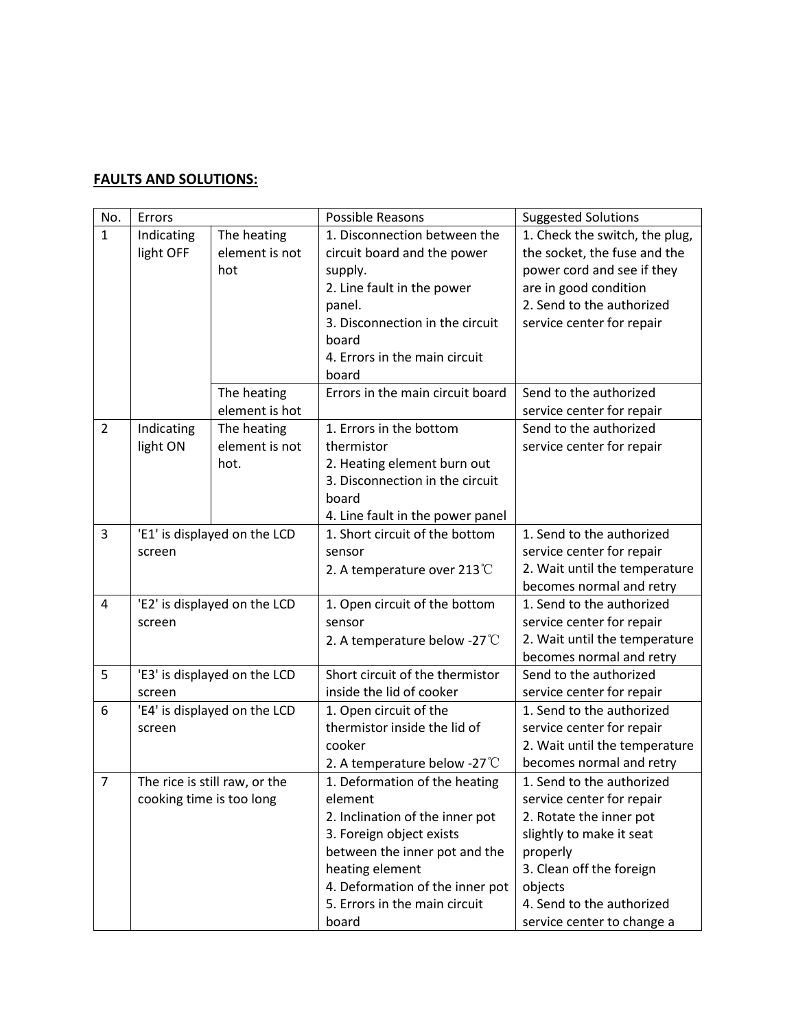**FAULTS AND SOLUTIONS:**

| No. | Errors | | Possible Reasons | Suggested Solutions |
|---|---|---|---|---|
| 1 | Indicating light OFF | The heating element is not hot | 1. Disconnection between the circuit board and the power supply.<br>2. Line fault in the power panel.<br>3. Disconnection in the circuit board<br>4. Errors in the main circuit board | 1. Check the switch, the plug, the socket, the fuse and the power cord and see if they are in good condition<br>2. Send to the authorized service center for repair |
| | | The heating element is hot | Errors in the main circuit board | Send to the authorized service center for repair |
| 2 | Indicating light ON | The heating element is not hot. | 1. Errors in the bottom thermistor<br>2. Heating element burn out<br>3. Disconnection in the circuit board<br>4. Line fault in the power panel | Send to the authorized service center for repair |
| 3 | 'E1' is displayed on the LCD screen | | 1. Short circuit of the bottom sensor<br>2. A temperature over 213℃ | 1. Send to the authorized service center for repair<br>2. Wait until the temperature becomes normal and retry |
| 4 | 'E2' is displayed on the LCD screen | | 1. Open circuit of the bottom sensor<br>2. A temperature below -27℃ | 1. Send to the authorized service center for repair<br>2. Wait until the temperature becomes normal and retry |
| 5 | 'E3' is displayed on the LCD screen | | Short circuit of the thermistor inside the lid of cooker | Send to the authorized service center for repair |
| 6 | 'E4' is displayed on the LCD screen | | 1. Open circuit of the thermistor inside the lid of cooker<br>2. A temperature below -27℃ | 1. Send to the authorized service center for repair<br>2. Wait until the temperature becomes normal and retry |
| 7 | The rice is still raw, or the cooking time is too long | | 1. Deformation of the heating element<br>2. Inclination of the inner pot<br>3. Foreign object exists between the inner pot and the heating element<br>4. Deformation of the inner pot<br>5. Errors in the main circuit board | 1. Send to the authorized service center for repair<br>2. Rotate the inner pot slightly to make it seat properly<br>3. Clean off the foreign objects<br>4. Send to the authorized service center to change a |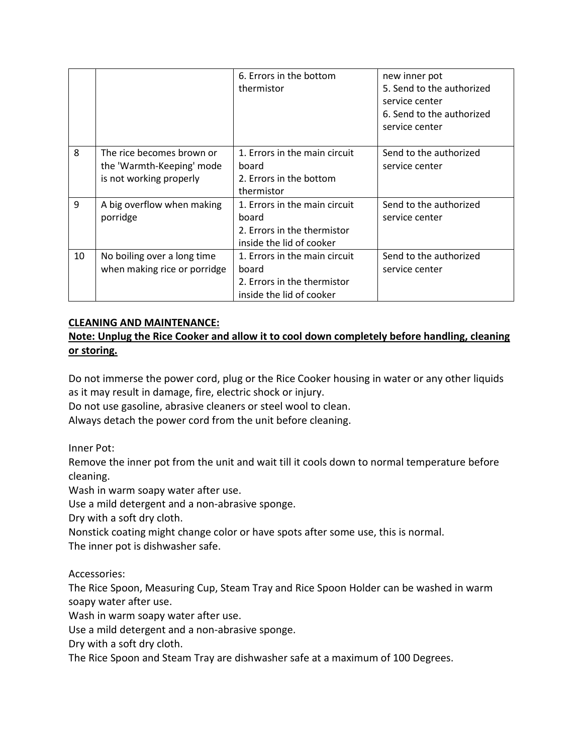| | | | |
|---|---|---|---|
| | | 6. Errors in the bottom thermistor | new inner pot<br>5. Send to the authorized service center<br>6. Send to the authorized service center |
| 8 | The rice becomes brown or the 'Warmth-Keeping' mode is not working properly | 1. Errors in the main circuit board<br>2. Errors in the bottom thermistor | Send to the authorized service center |
| 9 | A big overflow when making porridge | 1. Errors in the main circuit board<br>2. Errors in the thermistor inside the lid of cooker | Send to the authorized service center |
| 10 | No boiling over a long time when making rice or porridge | 1. Errors in the main circuit board<br>2. Errors in the thermistor inside the lid of cooker | Send to the authorized service center |

**CLEANING AND MAINTENANCE:**

**Note: Unplug the Rice Cooker and allow it to cool down completely before handling, cleaning or storing.**

Do not immerse the power cord, plug or the Rice Cooker housing in water or any other liquids as it may result in damage, fire, electric shock or injury.
Do not use gasoline, abrasive cleaners or steel wool to clean.
Always detach the power cord from the unit before cleaning.

Inner Pot:
Remove the inner pot from the unit and wait till it cools down to normal temperature before cleaning.
Wash in warm soapy water after use.
Use a mild detergent and a non-abrasive sponge.
Dry with a soft dry cloth.
Nonstick coating might change color or have spots after some use, this is normal.
The inner pot is dishwasher safe.

Accessories:
The Rice Spoon, Measuring Cup, Steam Tray and Rice Spoon Holder can be washed in warm soapy water after use.
Wash in warm soapy water after use.
Use a mild detergent and a non-abrasive sponge.
Dry with a soft dry cloth.
The Rice Spoon and Steam Tray are dishwasher safe at a maximum of 100 Degrees.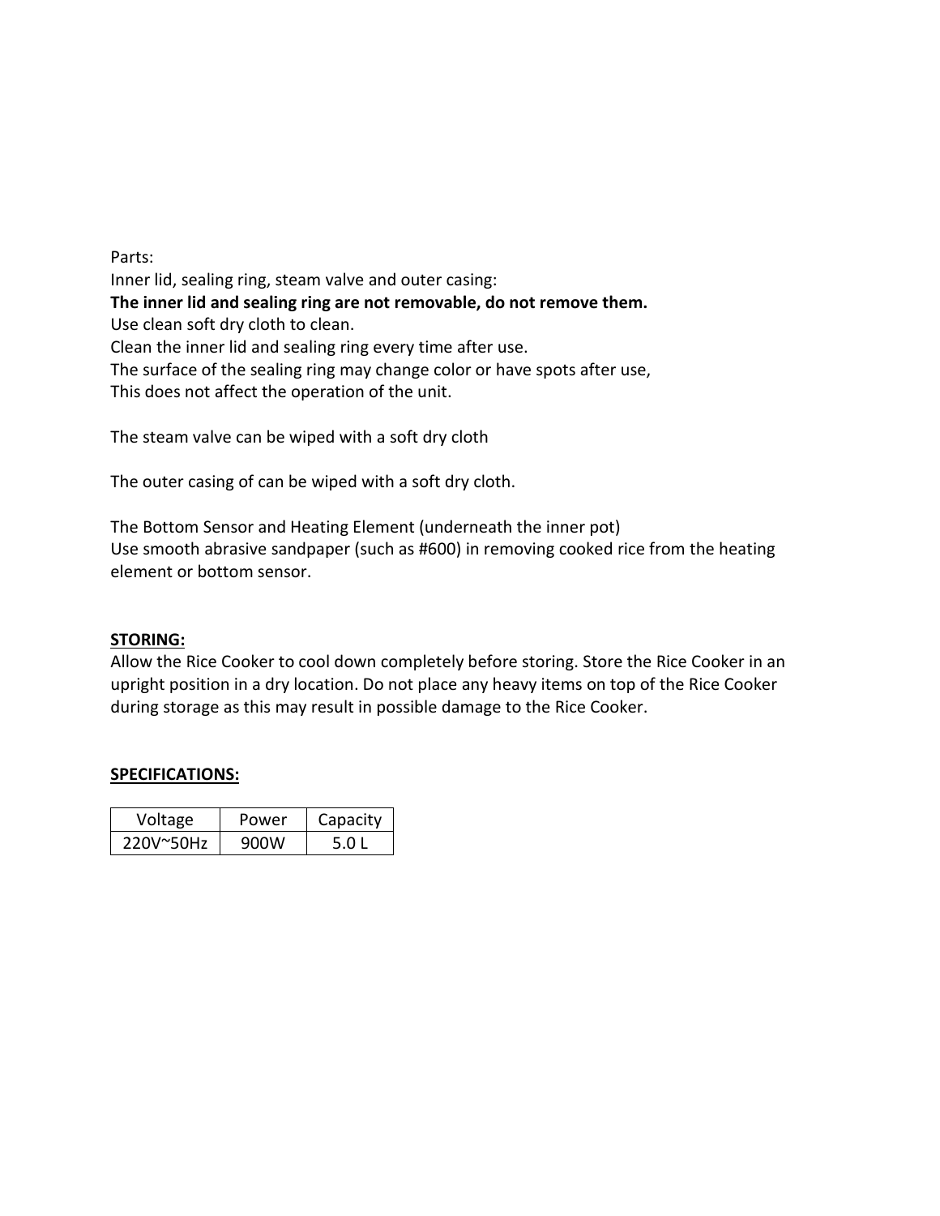Parts:
Inner lid, sealing ring, steam valve and outer casing:
**The inner lid and sealing ring are not removable, do not remove them.**
Use clean soft dry cloth to clean.
Clean the inner lid and sealing ring every time after use.
The surface of the sealing ring may change color or have spots after use,
This does not affect the operation of the unit.

The steam valve can be wiped with a soft dry cloth

The outer casing of can be wiped with a soft dry cloth.

The Bottom Sensor and Heating Element (underneath the inner pot)
Use smooth abrasive sandpaper (such as #600) in removing cooked rice from the heating element or bottom sensor.

## STORING:

Allow the Rice Cooker to cool down completely before storing. Store the Rice Cooker in an upright position in a dry location. Do not place any heavy items on top of the Rice Cooker during storage as this may result in possible damage to the Rice Cooker.

## SPECIFICATIONS:

| Voltage | Power | Capacity |
|---|---|---|
| 220V~50Hz | 900W | 5.0 L |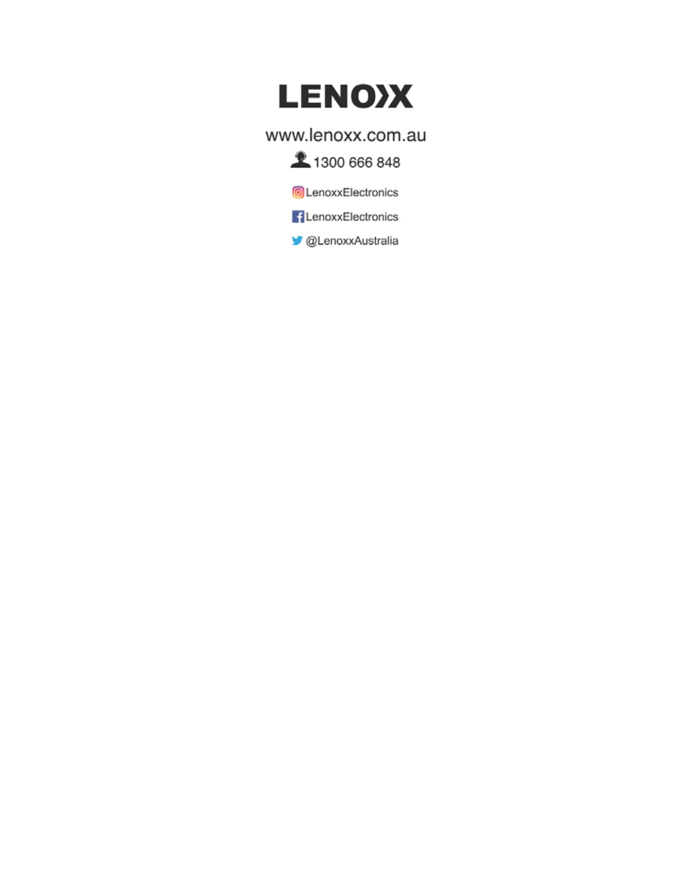# LENOXX

www.lenoxx.com.au

1300 666 848

LenoxxElectronics

LenoxxElectronics

@LenoxxAustralia